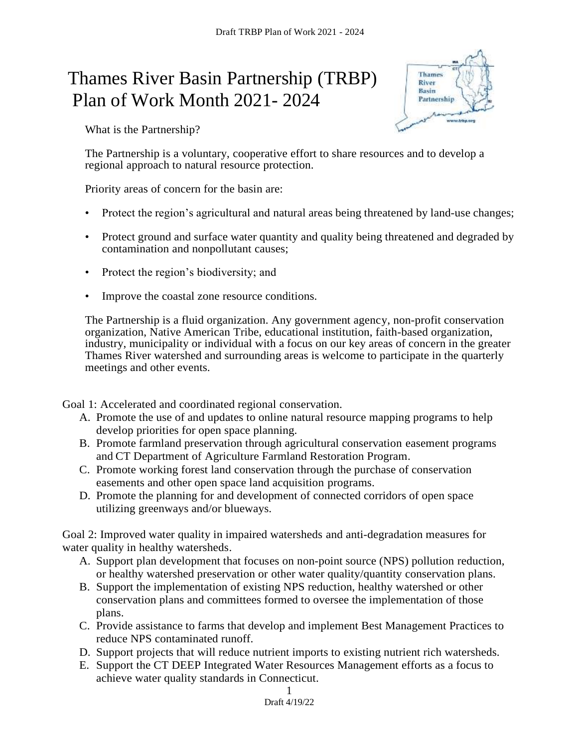# Thames River Basin Partnership (TRBP) Plan of Work Month 2021- 2024

What is the Partnership?

The Partnership is a voluntary, cooperative effort to share resources and to develop a regional approach to natural resource protection.

Priority areas of concern for the basin are:

- Protect the region's agricultural and natural areas being threatened by land-use changes;
- Protect ground and surface water quantity and quality being threatened and degraded by contamination and nonpollutant causes;
- Protect the region's biodiversity; and
- Improve the coastal zone resource conditions.

The Partnership is a fluid organization. Any government agency, non-profit conservation organization, Native American Tribe, educational institution, faith-based organization, industry, municipality or individual with a focus on our key areas of concern in the greater Thames River watershed and surrounding areas is welcome to participate in the quarterly meetings and other events.

Goal 1: Accelerated and coordinated regional conservation.

A. Promote the use of and updates to online natural resource mapping programs to help develop priorities for open space planning.
B. Promote farmland preservation through agricultural conservation easement programs and CT Department of Agriculture Farmland Restoration Program.
C. Promote working forest land conservation through the purchase of conservation easements and other open space land acquisition programs.
D. Promote the planning for and development of connected corridors of open space utilizing greenways and/or blueways.

Goal 2: Improved water quality in impaired watersheds and anti-degradation measures for water quality in healthy watersheds.

A. Support plan development that focuses on non-point source (NPS) pollution reduction, or healthy watershed preservation or other water quality/quantity conservation plans.
B. Support the implementation of existing NPS reduction, healthy watershed or other conservation plans and committees formed to oversee the implementation of those plans.
C. Provide assistance to farms that develop and implement Best Management Practices to reduce NPS contaminated runoff.
D. Support projects that will reduce nutrient imports to existing nutrient rich watersheds.
E. Support the CT DEEP Integrated Water Resources Management efforts as a focus to achieve water quality standards in Connecticut.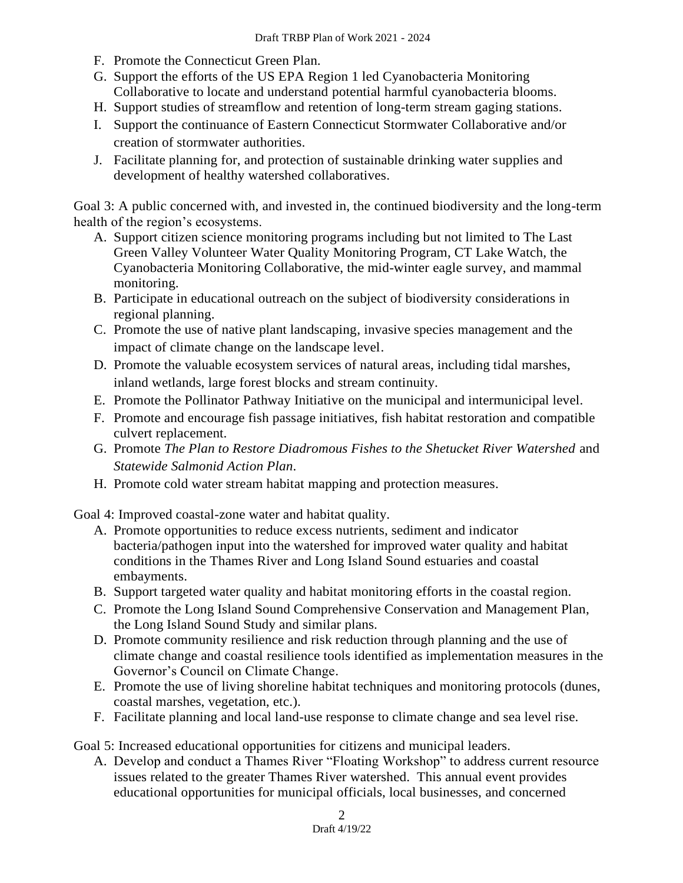F. Promote the Connecticut Green Plan.
G. Support the efforts of the US EPA Region 1 led Cyanobacteria Monitoring Collaborative to locate and understand potential harmful cyanobacteria blooms.
H. Support studies of streamflow and retention of long-term stream gaging stations.
I. Support the continuance of Eastern Connecticut Stormwater Collaborative and/or creation of stormwater authorities.
J. Facilitate planning for, and protection of sustainable drinking water supplies and development of healthy watershed collaboratives.

Goal 3: A public concerned with, and invested in, the continued biodiversity and the long-term health of the region's ecosystems.

A. Support citizen science monitoring programs including but not limited to The Last Green Valley Volunteer Water Quality Monitoring Program, CT Lake Watch, the Cyanobacteria Monitoring Collaborative, the mid-winter eagle survey, and mammal monitoring.
B. Participate in educational outreach on the subject of biodiversity considerations in regional planning.
C. Promote the use of native plant landscaping, invasive species management and the impact of climate change on the landscape level.
D. Promote the valuable ecosystem services of natural areas, including tidal marshes, inland wetlands, large forest blocks and stream continuity.
E. Promote the Pollinator Pathway Initiative on the municipal and intermunicipal level.
F. Promote and encourage fish passage initiatives, fish habitat restoration and compatible culvert replacement.
G. Promote *The Plan to Restore Diadromous Fishes to the Shetucket River Watershed* and *Statewide Salmonid Action Plan*.
H. Promote cold water stream habitat mapping and protection measures.

Goal 4: Improved coastal-zone water and habitat quality.

A. Promote opportunities to reduce excess nutrients, sediment and indicator bacteria/pathogen input into the watershed for improved water quality and habitat conditions in the Thames River and Long Island Sound estuaries and coastal embayments.
B. Support targeted water quality and habitat monitoring efforts in the coastal region.
C. Promote the Long Island Sound Comprehensive Conservation and Management Plan, the Long Island Sound Study and similar plans.
D. Promote community resilience and risk reduction through planning and the use of climate change and coastal resilience tools identified as implementation measures in the Governor's Council on Climate Change.
E. Promote the use of living shoreline habitat techniques and monitoring protocols (dunes, coastal marshes, vegetation, etc.).
F. Facilitate planning and local land-use response to climate change and sea level rise.

Goal 5: Increased educational opportunities for citizens and municipal leaders.

A. Develop and conduct a Thames River "Floating Workshop" to address current resource issues related to the greater Thames River watershed. This annual event provides educational opportunities for municipal officials, local businesses, and concerned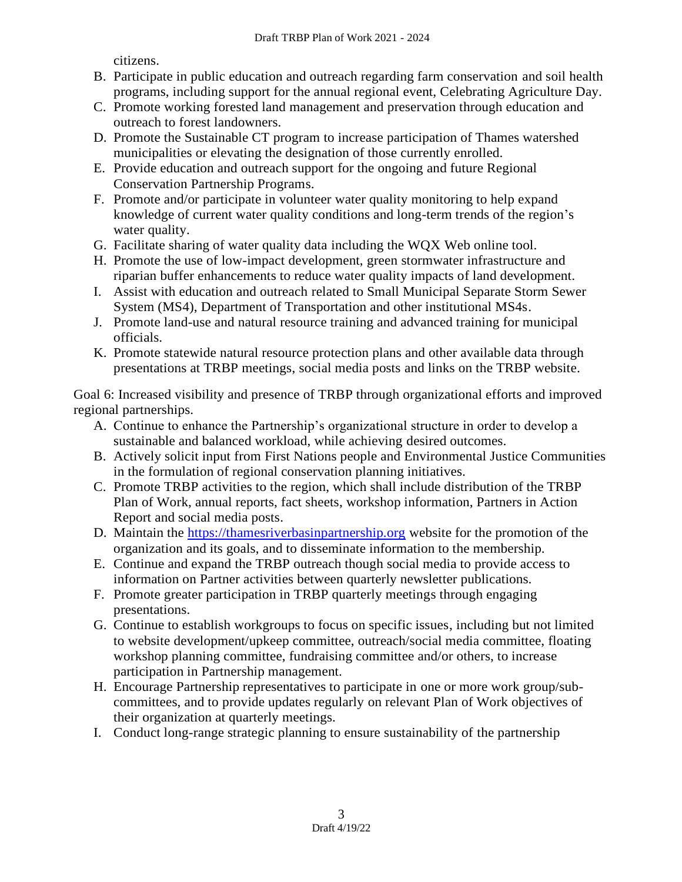citizens.

B. Participate in public education and outreach regarding farm conservation and soil health programs, including support for the annual regional event, Celebrating Agriculture Day.
C. Promote working forested land management and preservation through education and outreach to forest landowners.
D. Promote the Sustainable CT program to increase participation of Thames watershed municipalities or elevating the designation of those currently enrolled.
E. Provide education and outreach support for the ongoing and future Regional Conservation Partnership Programs.
F. Promote and/or participate in volunteer water quality monitoring to help expand knowledge of current water quality conditions and long-term trends of the region's water quality.
G. Facilitate sharing of water quality data including the WQX Web online tool.
H. Promote the use of low-impact development, green stormwater infrastructure and riparian buffer enhancements to reduce water quality impacts of land development.
I. Assist with education and outreach related to Small Municipal Separate Storm Sewer System (MS4), Department of Transportation and other institutional MS4s.
J. Promote land-use and natural resource training and advanced training for municipal officials.
K. Promote statewide natural resource protection plans and other available data through presentations at TRBP meetings, social media posts and links on the TRBP website.

Goal 6: Increased visibility and presence of TRBP through organizational efforts and improved regional partnerships.

A. Continue to enhance the Partnership's organizational structure in order to develop a sustainable and balanced workload, while achieving desired outcomes.
B. Actively solicit input from First Nations people and Environmental Justice Communities in the formulation of regional conservation planning initiatives.
C. Promote TRBP activities to the region, which shall include distribution of the TRBP Plan of Work, annual reports, fact sheets, workshop information, Partners in Action Report and social media posts.
D. Maintain the [https://thamesriverbasinpartnership.org](https://thamesriverbasinpartnership.org) website for the promotion of the organization and its goals, and to disseminate information to the membership.
E. Continue and expand the TRBP outreach though social media to provide access to information on Partner activities between quarterly newsletter publications.
F. Promote greater participation in TRBP quarterly meetings through engaging presentations.
G. Continue to establish workgroups to focus on specific issues, including but not limited to website development/upkeep committee, outreach/social media committee, floating workshop planning committee, fundraising committee and/or others, to increase participation in Partnership management.
H. Encourage Partnership representatives to participate in one or more work group/sub-committees, and to provide updates regularly on relevant Plan of Work objectives of their organization at quarterly meetings.
I. Conduct long-range strategic planning to ensure sustainability of the partnership